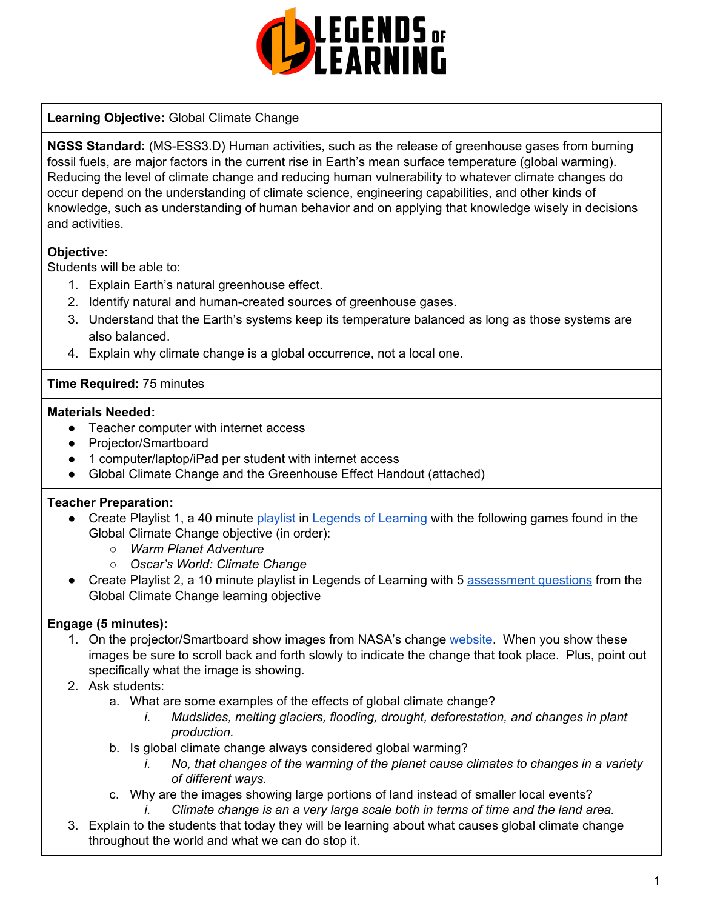**Learning Objective:** Global Climate Change

**NGSS Standard:** (MS-ESS3.D) Human activities, such as the release of greenhouse gases from burning fossil fuels, are major factors in the current rise in Earth's mean surface temperature (global warming). Reducing the level of climate change and reducing human vulnerability to whatever climate changes do occur depend on the understanding of climate science, engineering capabilities, and other kinds of knowledge, such as understanding of human behavior and on applying that knowledge wisely in decisions and activities.

**Objective:**
Students will be able to:

1. Explain Earth's natural greenhouse effect.
2. Identify natural and human-created sources of greenhouse gases.
3. Understand that the Earth's systems keep its temperature balanced as long as those systems are also balanced.
4. Explain why climate change is a global occurrence, not a local one.

**Time Required:** 75 minutes

**Materials Needed:**

- Teacher computer with internet access
- Projector/Smartboard
- 1 computer/laptop/iPad per student with internet access
- Global Climate Change and the Greenhouse Effect Handout (attached)

**Teacher Preparation:**

- Create Playlist 1, a 40 minute playlist in Legends of Learning with the following games found in the Global Climate Change objective (in order):
  - *Warm Planet Adventure*
  - *Oscar's World: Climate Change*
- Create Playlist 2, a 10 minute playlist in Legends of Learning with 5 assessment questions from the Global Climate Change learning objective

**Engage (5 minutes):**

1. On the projector/Smartboard show images from NASA's change website. When you show these images be sure to scroll back and forth slowly to indicate the change that took place. Plus, point out specifically what the image is showing.
2. Ask students:
   a. What are some examples of the effects of global climate change?
      i. *Mudslides, melting glaciers, flooding, drought, deforestation, and changes in plant production.*
   b. Is global climate change always considered global warming?
      i. *No, that changes of the warming of the planet cause climates to changes in a variety of different ways.*
   c. Why are the images showing large portions of land instead of smaller local events?
      i. *Climate change is an a very large scale both in terms of time and the land area.*
3. Explain to the students that today they will be learning about what causes global climate change throughout the world and what we can do stop it.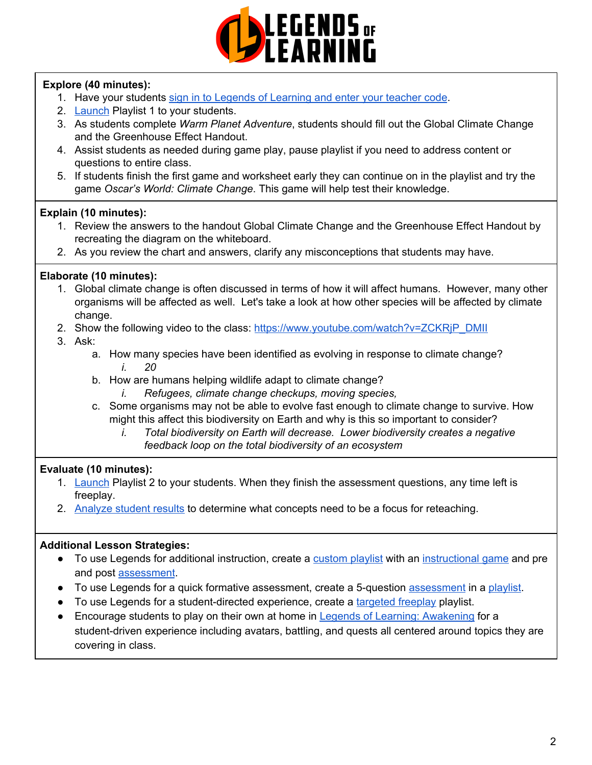**Explore (40 minutes):**

1. Have your students sign in to Legends of Learning and enter your teacher code.
2. Launch Playlist 1 to your students.
3. As students complete *Warm Planet Adventure*, students should fill out the Global Climate Change and the Greenhouse Effect Handout.
4. Assist students as needed during game play, pause playlist if you need to address content or questions to entire class.
5. If students finish the first game and worksheet early they can continue on in the playlist and try the game *Oscar's World: Climate Change*. This game will help test their knowledge.

**Explain (10 minutes):**

1. Review the answers to the handout Global Climate Change and the Greenhouse Effect Handout by recreating the diagram on the whiteboard.
2. As you review the chart and answers, clarify any misconceptions that students may have.

**Elaborate (10 minutes):**

1. Global climate change is often discussed in terms of how it will affect humans. However, many other organisms will be affected as well. Let's take a look at how other species will be affected by climate change.
2. Show the following video to the class: https://www.youtube.com/watch?v=ZCKRjP_DMIl
3. Ask:
   a. How many species have been identified as evolving in response to climate change?
      i. *20*
   b. How are humans helping wildlife adapt to climate change?
      i. *Refugees, climate change checkups, moving species,*
   c. Some organisms may not be able to evolve fast enough to climate change to survive. How might this affect this biodiversity on Earth and why is this so important to consider?
      i. *Total biodiversity on Earth will decrease. Lower biodiversity creates a negative feedback loop on the total biodiversity of an ecosystem*

**Evaluate (10 minutes):**

1. Launch Playlist 2 to your students. When they finish the assessment questions, any time left is freeplay.
2. Analyze student results to determine what concepts need to be a focus for reteaching.

**Additional Lesson Strategies:**

- To use Legends for additional instruction, create a custom playlist with an instructional game and pre and post assessment.
- To use Legends for a quick formative assessment, create a 5-question assessment in a playlist.
- To use Legends for a student-directed experience, create a targeted freeplay playlist.
- Encourage students to play on their own at home in Legends of Learning: Awakening for a student-driven experience including avatars, battling, and quests all centered around topics they are covering in class.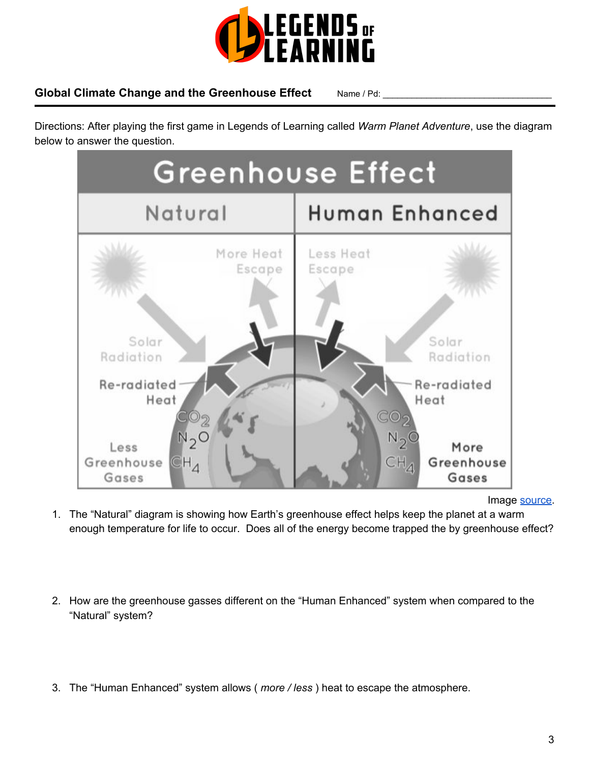**Global Climate Change and the Greenhouse Effect** Name / Pd: ___________________________________

Directions: After playing the first game in Legends of Learning called *Warm Planet Adventure*, use the diagram below to answer the question.

Image source.

1. The "Natural" diagram is showing how Earth's greenhouse effect helps keep the planet at a warm enough temperature for life to occur. Does all of the energy become trapped the by greenhouse effect?

2. How are the greenhouse gasses different on the "Human Enhanced" system when compared to the "Natural" system?

3. The "Human Enhanced" system allows ( *more / less* ) heat to escape the atmosphere.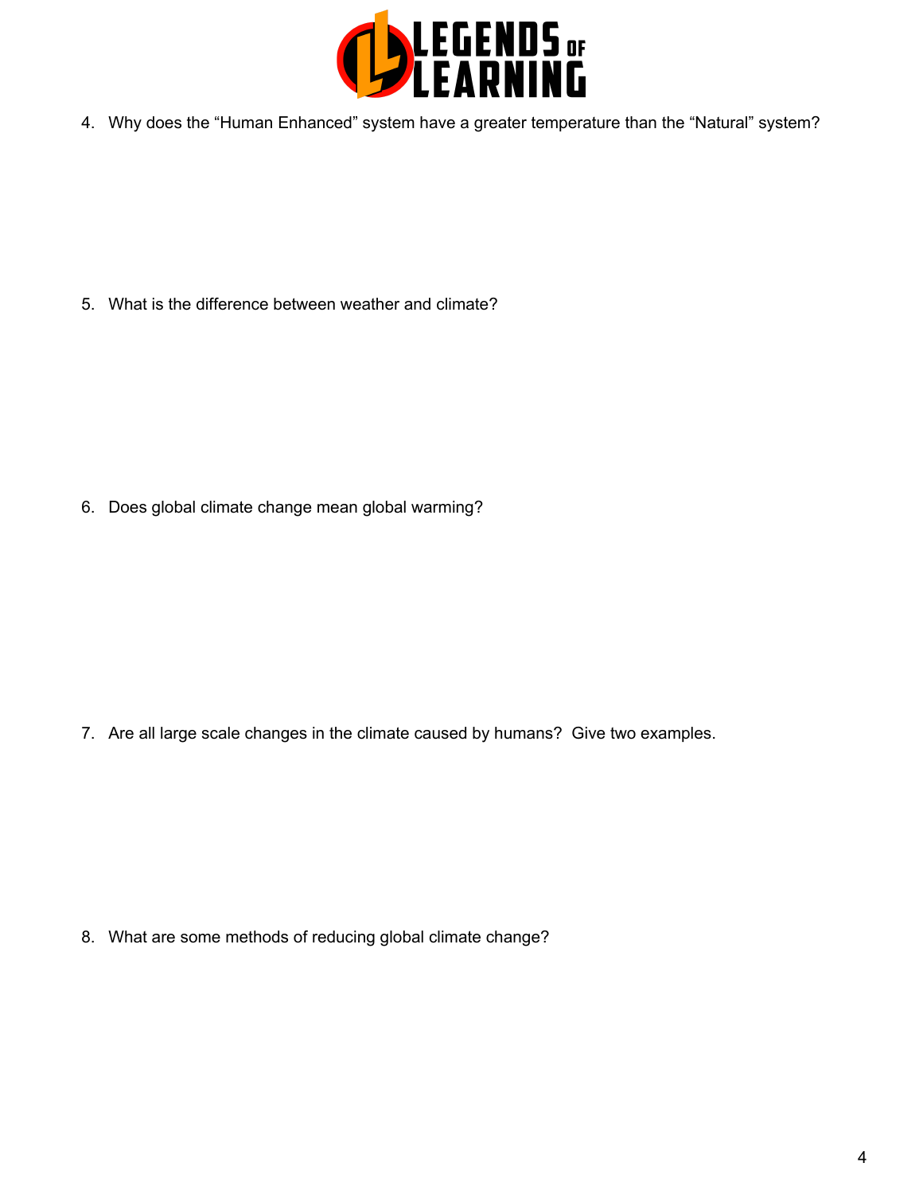4. Why does the “Human Enhanced” system have a greater temperature than the “Natural” system?

5. What is the difference between weather and climate?

6. Does global climate change mean global warming?

7. Are all large scale changes in the climate caused by humans? Give two examples.

8. What are some methods of reducing global climate change?